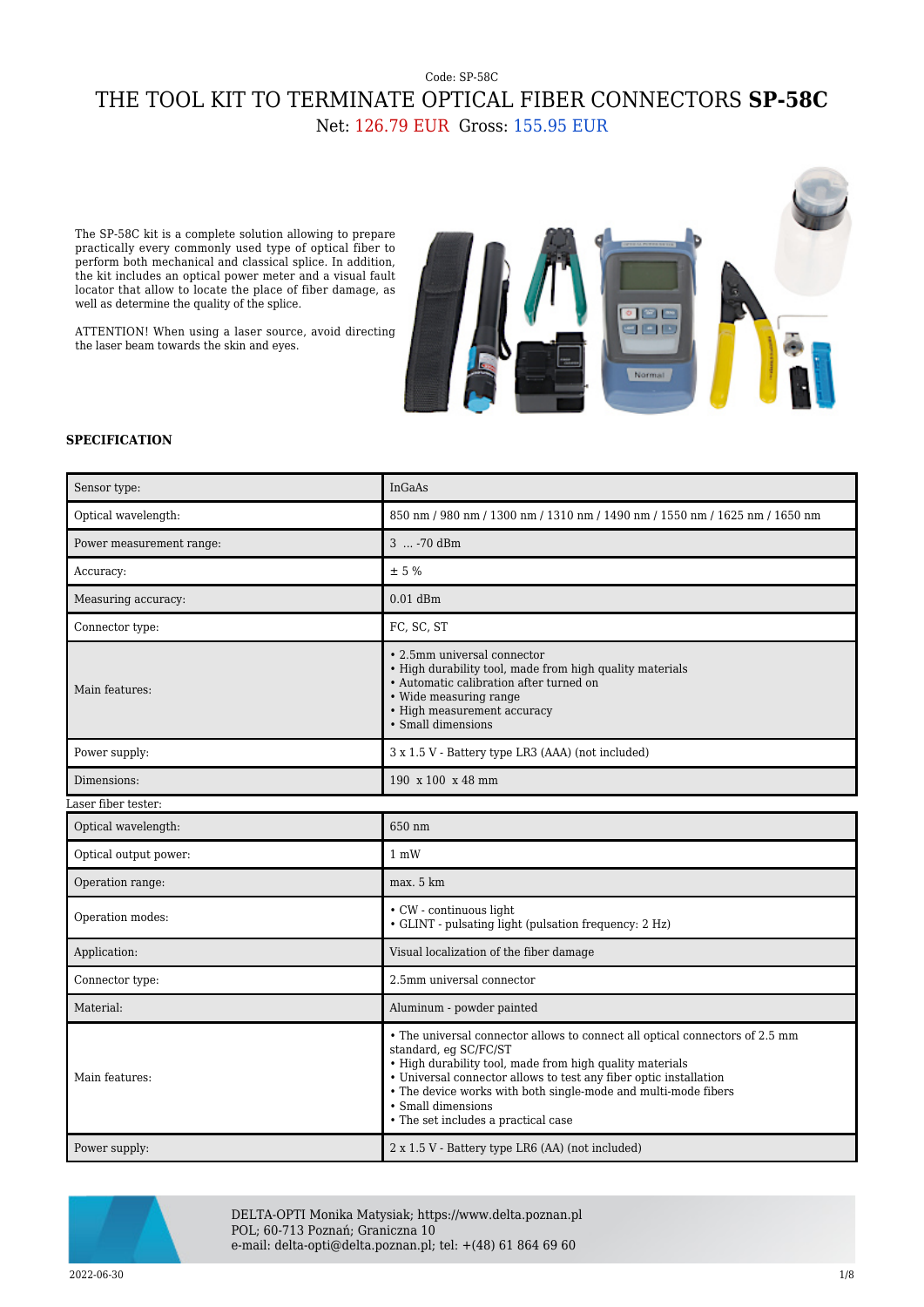Code: SP-58C

# THE TOOL KIT TO TERMINATE OPTICAL FIBER CONNECTORS **SP-58C**

Net: 126.79 EUR Gross: 155.95 EUR

The SP-58C kit is a complete solution allowing to prepare practically every commonly used type of optical fiber to perform both mechanical and classical splice. In addition, the kit includes an optical power meter and a visual fault locator that allow to locate the place of fiber damage, as well as determine the quality of the splice.

ATTENTION! When using a laser source, avoid directing the laser beam towards the skin and eyes.

### SPECIFICATION

| | |
|---|---|
| Sensor type: | InGaAs |
| Optical wavelength: | 850 nm / 980 nm / 1300 nm / 1310 nm / 1490 nm / 1550 nm / 1625 nm / 1650 nm |
| Power measurement range: | 3 ... -70 dBm |
| Accuracy: | ± 5 % |
| Measuring accuracy: | 0.01 dBm |
| Connector type: | FC, SC, ST |
| Main features: | • 2.5mm universal connector<br>• High durability tool, made from high quality materials<br>• Automatic calibration after turned on<br>• Wide measuring range<br>• High measurement accuracy<br>• Small dimensions |
| Power supply: | 3 x 1.5 V - Battery type LR3 (AAA) (not included) |
| Dimensions: | 190 x 100 x 48 mm |

Laser fiber tester:

| | |
|---|---|
| Optical wavelength: | 650 nm |
| Optical output power: | 1 mW |
| Operation range: | max. 5 km |
| Operation modes: | • CW - continuous light<br>• GLINT - pulsating light (pulsation frequency: 2 Hz) |
| Application: | Visual localization of the fiber damage |
| Connector type: | 2.5mm universal connector |
| Material: | Aluminum - powder painted |
| Main features: | • The universal connector allows to connect all optical connectors of 2.5 mm standard, eg SC/FC/ST<br>• High durability tool, made from high quality materials<br>• Universal connector allows to test any fiber optic installation<br>• The device works with both single-mode and multi-mode fibers<br>• Small dimensions<br>• The set includes a practical case |
| Power supply: | 2 x 1.5 V - Battery type LR6 (AA) (not included) |

DELTA-OPTI Monika Matysiak; https://www.delta.poznan.pl
POL; 60-713 Poznań; Graniczna 10
e-mail: delta-opti@delta.poznan.pl; tel: +(48) 61 864 69 60

2022-06-30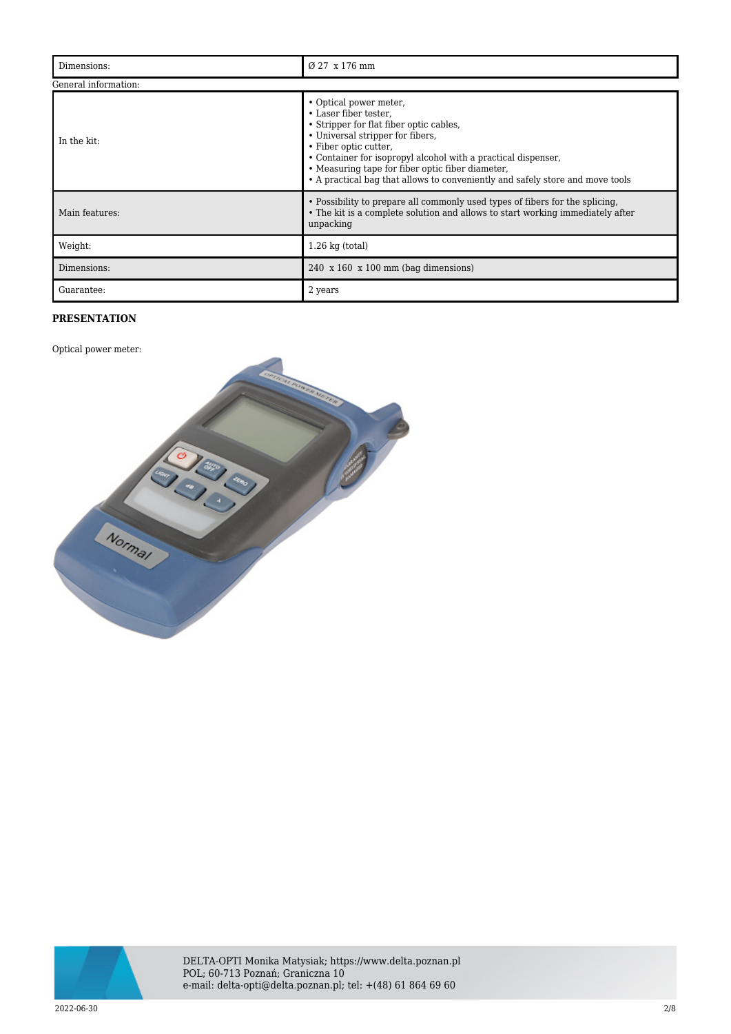| Dimensions: | Ø 27  x 176 mm |
|---|---|

General information:

| In the kit: | • Optical power meter,<br>• Laser fiber tester,<br>• Stripper for flat fiber optic cables,<br>• Universal stripper for fibers,<br>• Fiber optic cutter,<br>• Container for isopropyl alcohol with a practical dispenser,<br>• Measuring tape for fiber optic fiber diameter,<br>• A practical bag that allows to conveniently and safely store and move tools |
|---|---|
| Main features: | • Possibility to prepare all commonly used types of fibers for the splicing,<br>• The kit is a complete solution and allows to start working immediately after unpacking |
| Weight: | 1.26 kg (total) |
| Dimensions: | 240  x 160  x 100 mm (bag dimensions) |
| Guarantee: | 2 years |

**PRESENTATION**

Optical power meter: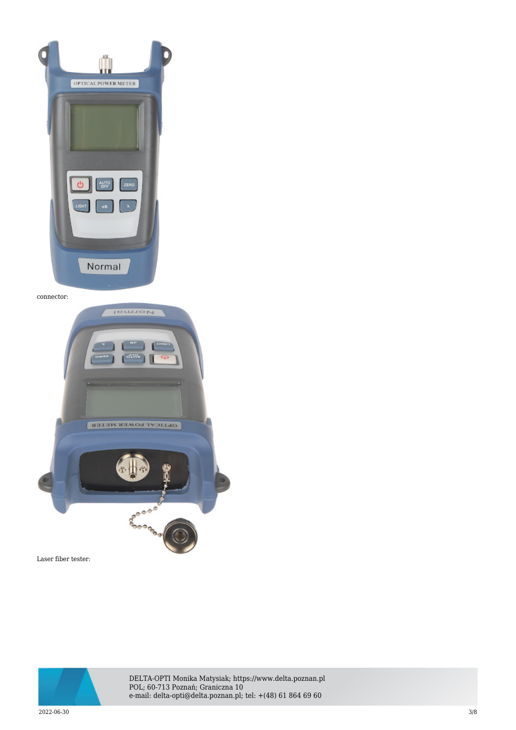connector:

Laser fiber tester: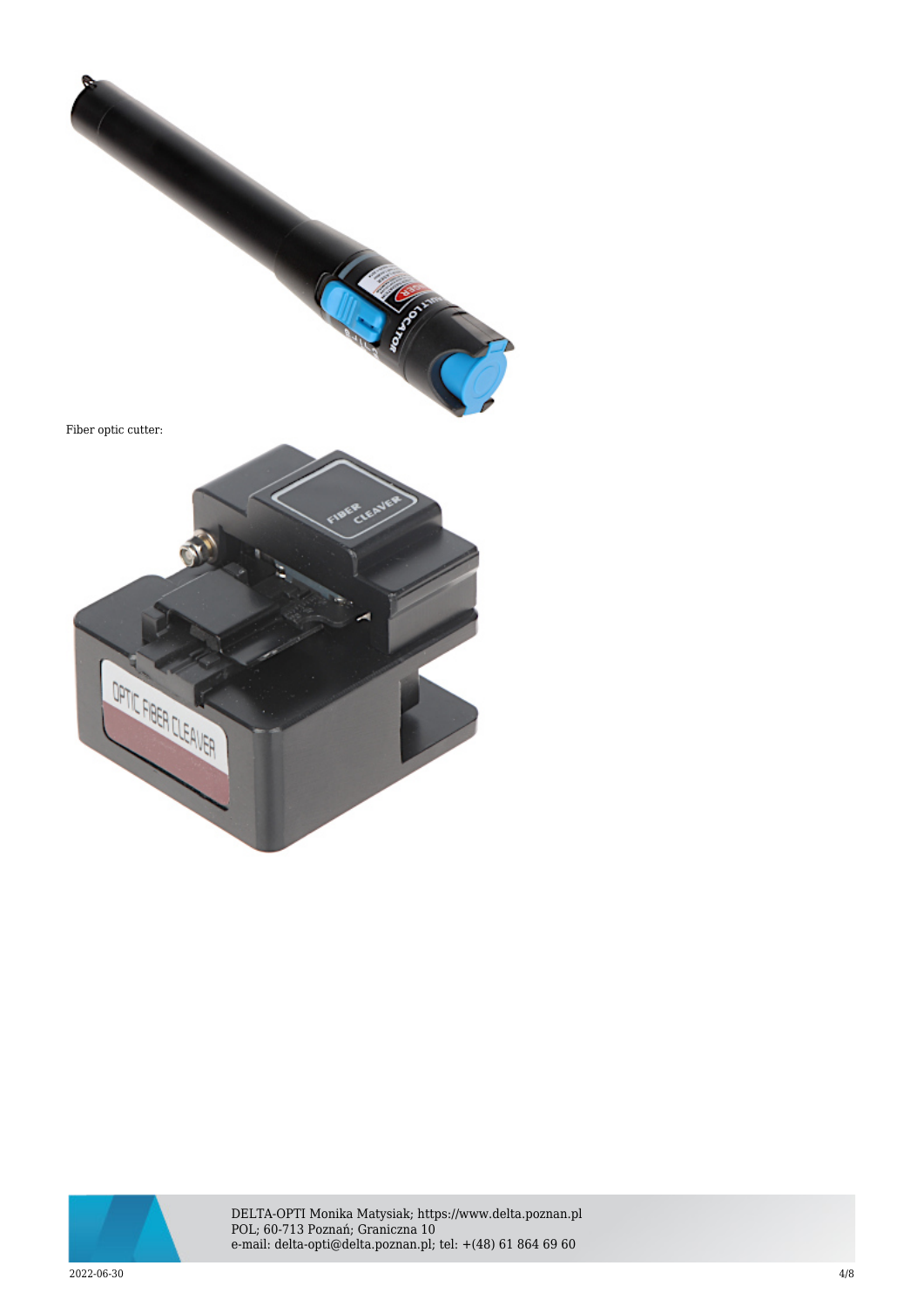Fiber optic cutter: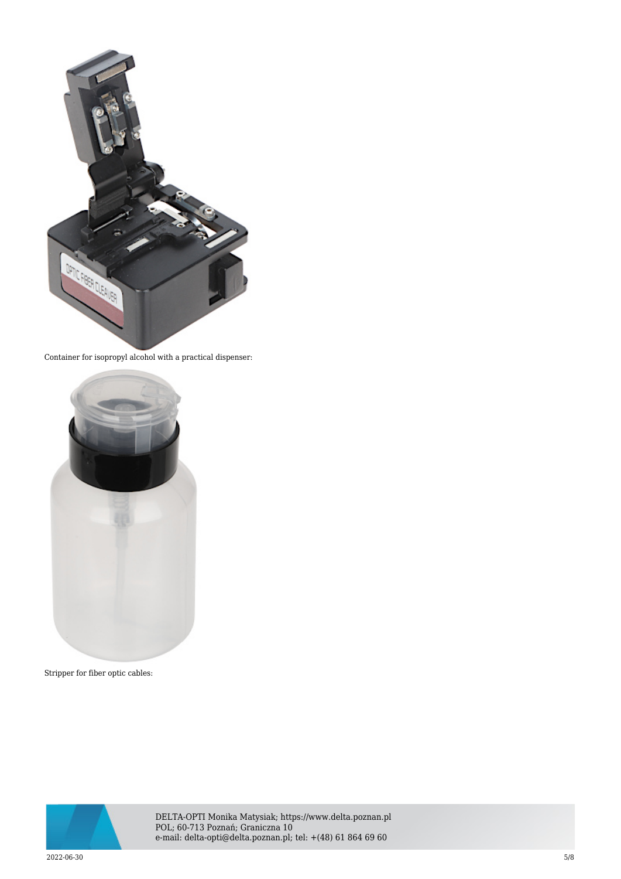Container for isopropyl alcohol with a practical dispenser:

Stripper for fiber optic cables: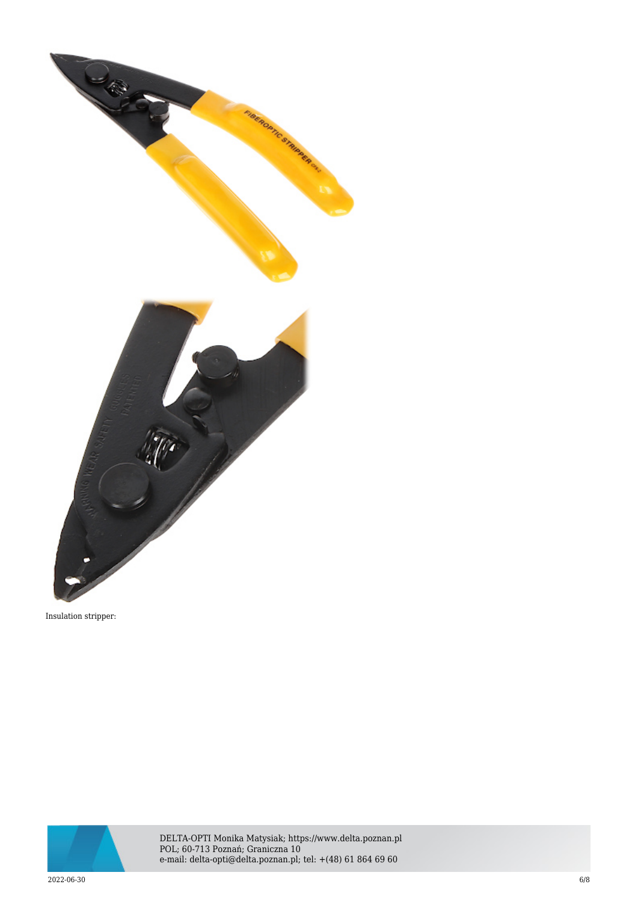Insulation stripper: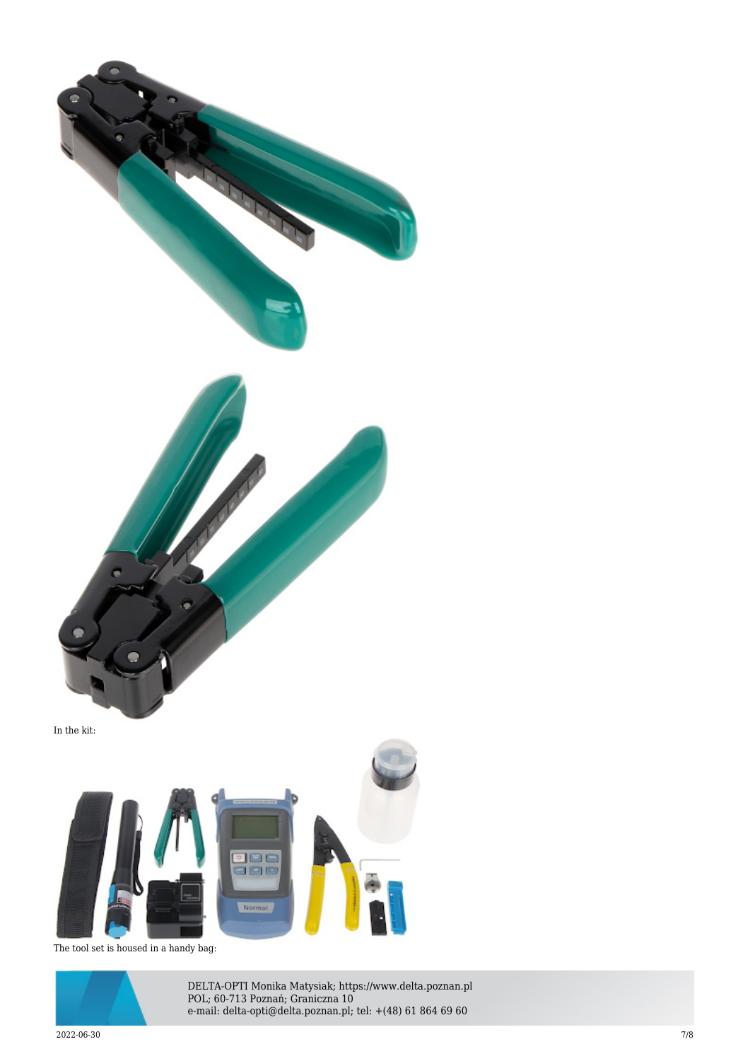In the kit:

The tool set is housed in a handy bag: